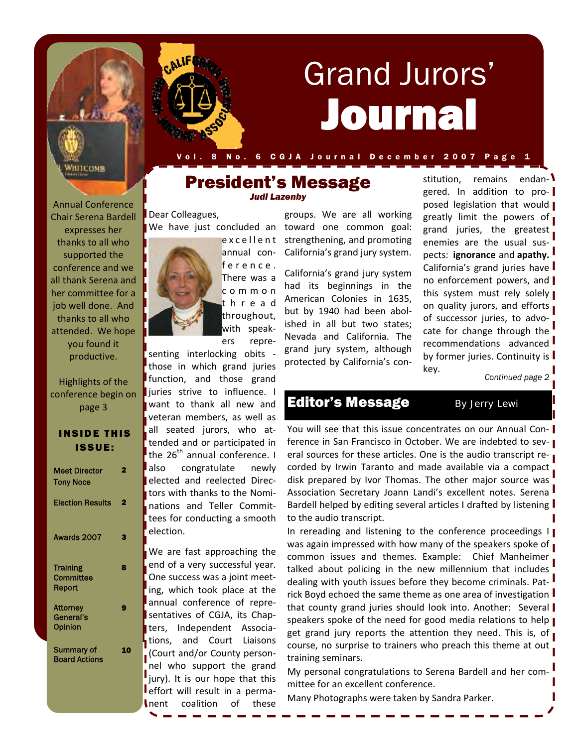# Grand Jurors' Journal

Annual Conference Chair Serena Bardell expresses her thanks to all who supported the conference and we all thank Serena and her committee for a job well done. And thanks to all who attended. We hope you found it productive.

Highlights of the conference begin on page 3

**INSIDE THIS ISSUE:**

| | |
|---|---|
| Meet Director Tony Noce | 2 |
| Election Results | 2 |
| Awards 2007 | 3 |
| Training Committee Report | 8 |
| Attorney General's Opinion | 9 |
| Summary of Board Actions | 10 |

## President's Message

*Judi Lazenby*

Dear Colleagues,

We have just concluded an excellent annual conference. There was a common thread throughout, with speakers representing interlocking obits - those in which grand juries function, and those grand juries strive to influence. I want to thank all new and veteran members, as well as all seated jurors, who attended and or participated in the 26th annual conference. I also congratulate newly elected and reelected Directors with thanks to the Nominations and Teller Committees for conducting a smooth election.

We are fast approaching the end of a very successful year. One success was a joint meeting, which took place at the annual conference of representatives of CGJA, its Chapters, Independent Associations, and Court Liaisons (Court and/or County personnel who support the grand jury). It is our hope that this effort will result in a permanent coalition of these groups. We are all working toward one common goal: strengthening, and promoting California's grand jury system.

California's grand jury system had its beginnings in the American Colonies in 1635, but by 1940 had been abolished in all but two states; Nevada and California. The grand jury system, although protected by California's constitution, remains endangered. In addition to proposed legislation that would greatly limit the powers of grand juries, the greatest enemies are the usual suspects: **ignorance** and **apathy.** California's grand juries have no enforcement powers, and this system must rely solely on quality jurors, and efforts of successor juries, to advocate for change through the recommendations advanced by former juries. Continuity is key.

*Continued page 2*

## Editor's Message

By Jerry Lewi

You will see that this issue concentrates on our Annual Conference in San Francisco in October. We are indebted to several sources for these articles. One is the audio transcript recorded by Irwin Taranto and made available via a compact disk prepared by Ivor Thomas. The other major source was Association Secretary Joann Landi's excellent notes. Serena Bardell helped by editing several articles I drafted by listening to the audio transcript.

In rereading and listening to the conference proceedings I was again impressed with how many of the speakers spoke of common issues and themes. Example: Chief Manheimer talked about policing in the new millennium that includes dealing with youth issues before they become criminals. Patrick Boyd echoed the same theme as one area of investigation that county grand juries should look into. Another: Several speakers spoke of the need for good media relations to help get grand jury reports the attention they need. This is, of course, no surprise to trainers who preach this theme at out training seminars.

My personal congratulations to Serena Bardell and her committee for an excellent conference.

Many Photographs were taken by Sandra Parker.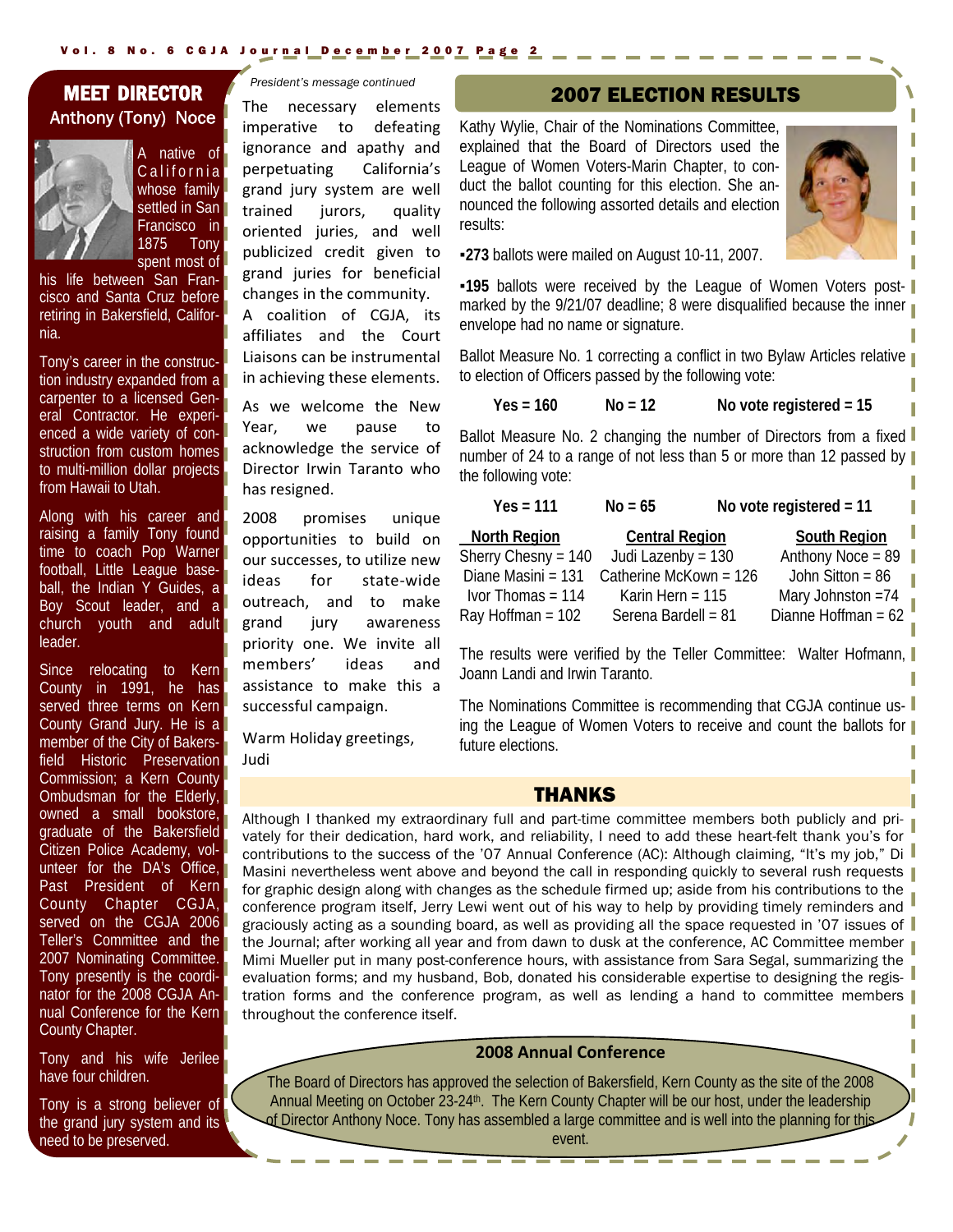## MEET DIRECTOR

### Anthony (Tony) Noce

A native of California whose family settled in San Francisco in 1875 Tony spent most of his life between San Francisco and Santa Cruz before retiring in Bakersfield, California.

Tony's career in the construction industry expanded from a carpenter to a licensed General Contractor. He experienced a wide variety of construction from custom homes to multi-million dollar projects from Hawaii to Utah.

Along with his career and raising a family Tony found time to coach Pop Warner football, Little League baseball, the Indian Y Guides, a Boy Scout leader, and a church youth and adult leader.

Since relocating to Kern County in 1991, he has served three terms on Kern County Grand Jury. He is a member of the City of Bakersfield Historic Preservation Commission; a Kern County Ombudsman for the Elderly, owned a small bookstore, graduate of the Bakersfield Citizen Police Academy, volunteer for the DA's Office, Past President of Kern County Chapter CGJA, served on the CGJA 2006 Teller's Committee and the 2007 Nominating Committee. Tony presently is the coordinator for the 2008 CGJA Annual Conference for the Kern County Chapter.

Tony and his wife Jerilee have four children.

Tony is a strong believer of the grand jury system and its need to be preserved.

*President's message continued*

The necessary elements imperative to defeating ignorance and apathy and perpetuating California's grand jury system are well trained jurors, quality oriented juries, and well publicized credit given to grand juries for beneficial changes in the community. A coalition of CGJA, its affiliates and the Court Liaisons can be instrumental in achieving these elements.

As we welcome the New Year, we pause to acknowledge the service of Director Irwin Taranto who has resigned.

2008 promises unique opportunities to build on our successes, to utilize new ideas for state-wide outreach, and to make grand jury awareness priority one. We invite all members' ideas and assistance to make this a successful campaign.

Warm Holiday greetings,
Judi

## 2007 ELECTION RESULTS

Kathy Wylie, Chair of the Nominations Committee, explained that the Board of Directors used the League of Women Voters-Marin Chapter, to conduct the ballot counting for this election. She announced the following assorted details and election results:

- **273** ballots were mailed on August 10-11, 2007.
- **195** ballots were received by the League of Women Voters postmarked by the 9/21/07 deadline; 8 were disqualified because the inner envelope had no name or signature.

Ballot Measure No. 1 correcting a conflict in two Bylaw Articles relative to election of Officers passed by the following vote:

**Yes = 160** **No = 12** **No vote registered = 15**

Ballot Measure No. 2 changing the number of Directors from a fixed number of 24 to a range of not less than 5 or more than 12 passed by the following vote:

**Yes = 111** **No = 65** **No vote registered = 11**

| North Region | Central Region | South Region |
|---|---|---|
| Sherry Chesny = 140 | Judi Lazenby = 130 | Anthony Noce = 89 |
| Diane Masini = 131 | Catherine McKown = 126 | John Sitton = 86 |
| Ivor Thomas = 114 | Karin Hern = 115 | Mary Johnston =74 |
| Ray Hoffman = 102 | Serena Bardell = 81 | Dianne Hoffman = 62 |

The results were verified by the Teller Committee: Walter Hofmann, Joann Landi and Irwin Taranto.

The Nominations Committee is recommending that CGJA continue using the League of Women Voters to receive and count the ballots for future elections.

## THANKS

Although I thanked my extraordinary full and part-time committee members both publicly and privately for their dedication, hard work, and reliability, I need to add these heart-felt thank you's for contributions to the success of the '07 Annual Conference (AC): Although claiming, "It's my job," Di Masini nevertheless went above and beyond the call in responding quickly to several rush requests for graphic design along with changes as the schedule firmed up; aside from his contributions to the conference program itself, Jerry Lewi went out of his way to help by providing timely reminders and graciously acting as a sounding board, as well as providing all the space requested in '07 issues of the Journal; after working all year and from dawn to dusk at the conference, AC Committee member Mimi Mueller put in many post-conference hours, with assistance from Sara Segal, summarizing the evaluation forms; and my husband, Bob, donated his considerable expertise to designing the registration forms and the conference program, as well as lending a hand to committee members throughout the conference itself.

### 2008 Annual Conference

The Board of Directors has approved the selection of Bakersfield, Kern County as the site of the 2008 Annual Meeting on October 23-24th. The Kern County Chapter will be our host, under the leadership of Director Anthony Noce. Tony has assembled a large committee and is well into the planning for this event.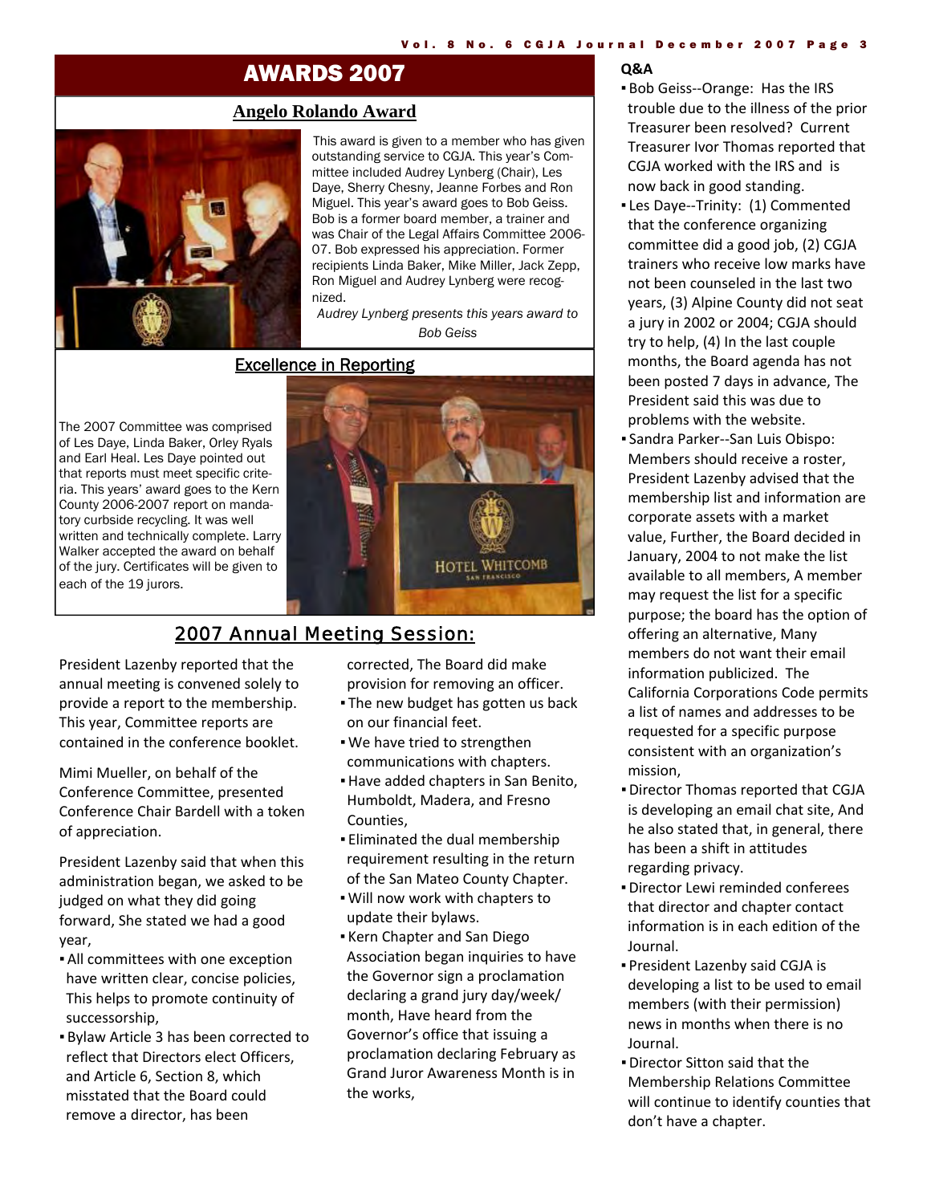# AWARDS 2007

## Angelo Rolando Award

This award is given to a member who has given outstanding service to CGJA. This year's Committee included Audrey Lynberg (Chair), Les Daye, Sherry Chesny, Jeanne Forbes and Ron Miguel. This year's award goes to Bob Geiss. Bob is a former board member, a trainer and was Chair of the Legal Affairs Committee 2006-07. Bob expressed his appreciation. Former recipients Linda Baker, Mike Miller, Jack Zepp, Ron Miguel and Audrey Lynberg were recognized.

*Audrey Lynberg presents this years award to Bob Geiss*

## Excellence in Reporting

The 2007 Committee was comprised of Les Daye, Linda Baker, Orley Ryals and Earl Heal. Les Daye pointed out that reports must meet specific criteria. This years' award goes to the Kern County 2006-2007 report on mandatory curbside recycling. It was well written and technically complete. Larry Walker accepted the award on behalf of the jury. Certificates will be given to each of the 19 jurors.

## 2007 Annual Meeting Session:

President Lazenby reported that the annual meeting is convened solely to provide a report to the membership. This year, Committee reports are contained in the conference booklet.

Mimi Mueller, on behalf of the Conference Committee, presented Conference Chair Bardell with a token of appreciation.

President Lazenby said that when this administration began, we asked to be judged on what they did going forward, She stated we had a good year,

- All committees with one exception have written clear, concise policies, This helps to promote continuity of successorship,
- Bylaw Article 3 has been corrected to reflect that Directors elect Officers, and Article 6, Section 8, which misstated that the Board could remove a director, has been corrected, The Board did make provision for removing an officer.
- The new budget has gotten us back on our financial feet.
- We have tried to strengthen communications with chapters.
- Have added chapters in San Benito, Humboldt, Madera, and Fresno Counties,
- Eliminated the dual membership requirement resulting in the return of the San Mateo County Chapter.
- Will now work with chapters to update their bylaws.
- Kern Chapter and San Diego Association began inquiries to have the Governor sign a proclamation declaring a grand jury day/week/month, Have heard from the Governor's office that issuing a proclamation declaring February as Grand Juror Awareness Month is in the works,

### Q&A

- Bob Geiss--Orange: Has the IRS trouble due to the illness of the prior Treasurer been resolved? Current Treasurer Ivor Thomas reported that CGJA worked with the IRS and is now back in good standing.
- Les Daye--Trinity: (1) Commented that the conference organizing committee did a good job, (2) CGJA trainers who receive low marks have not been counseled in the last two years, (3) Alpine County did not seat a jury in 2002 or 2004; CGJA should try to help, (4) In the last couple months, the Board agenda has not been posted 7 days in advance, The President said this was due to problems with the website.
- Sandra Parker--San Luis Obispo: Members should receive a roster, President Lazenby advised that the membership list and information are corporate assets with a market value, Further, the Board decided in January, 2004 to not make the list available to all members, A member may request the list for a specific purpose; the board has the option of offering an alternative, Many members do not want their email information publicized. The California Corporations Code permits a list of names and addresses to be requested for a specific purpose consistent with an organization's mission,
- Director Thomas reported that CGJA is developing an email chat site, And he also stated that, in general, there has been a shift in attitudes regarding privacy.
- Director Lewi reminded conferees that director and chapter contact information is in each edition of the Journal.
- President Lazenby said CGJA is developing a list to be used to email members (with their permission) news in months when there is no Journal.
- Director Sitton said that the Membership Relations Committee will continue to identify counties that don't have a chapter.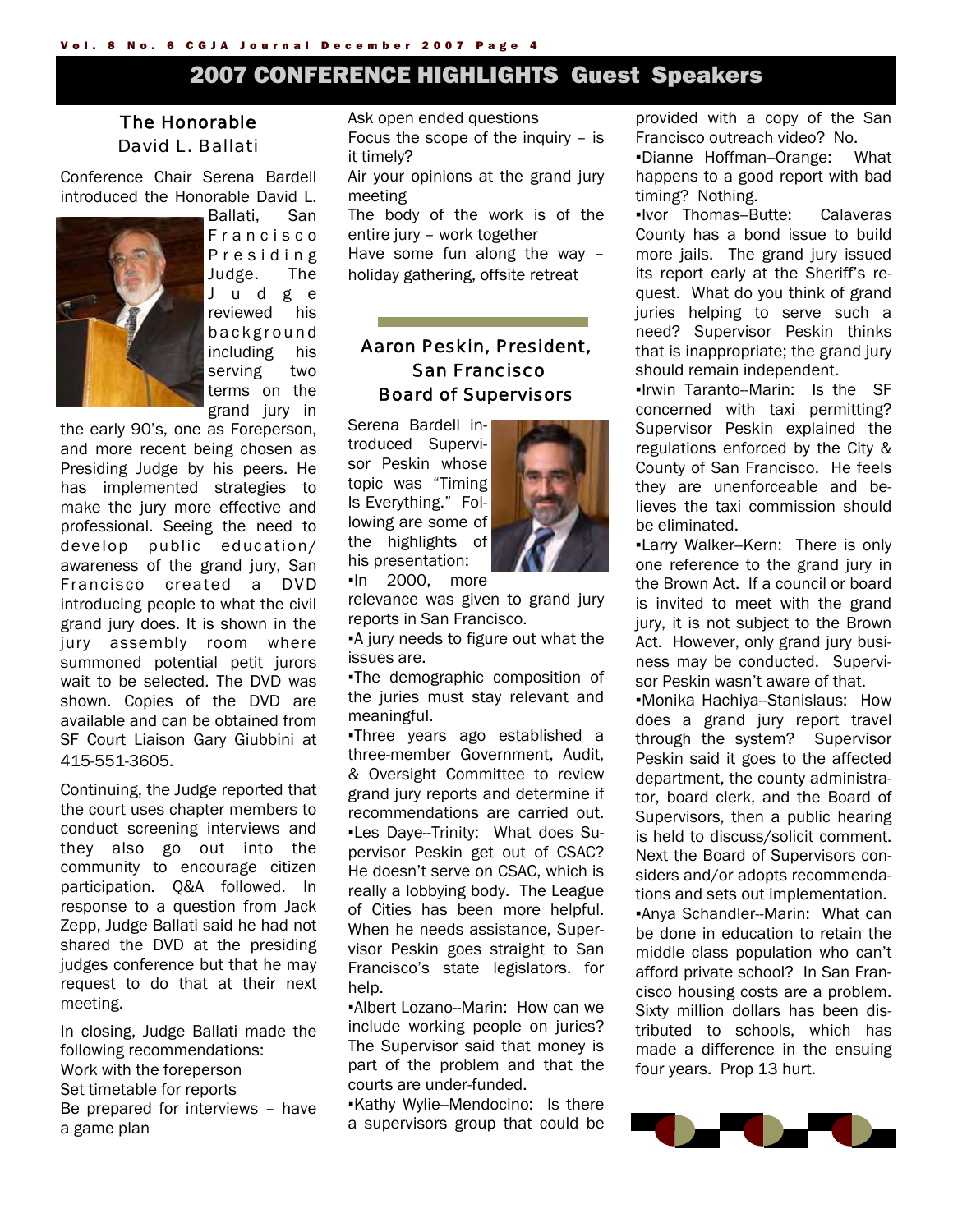# 2007 CONFERENCE HIGHLIGHTS Guest Speakers

## The Honorable David L. Ballati

Conference Chair Serena Bardell introduced the Honorable David L. Ballati, San Francisco Presiding Judge. The Judge reviewed his background including his serving two terms on the grand jury in the early 90's, one as Foreperson, and more recent being chosen as Presiding Judge by his peers. He has implemented strategies to make the jury more effective and professional. Seeing the need to develop public education/ awareness of the grand jury, San Francisco created a DVD introducing people to what the civil grand jury does. It is shown in the jury assembly room where summoned potential petit jurors wait to be selected. The DVD was shown. Copies of the DVD are available and can be obtained from SF Court Liaison Gary Giubbini at 415-551-3605.

Continuing, the Judge reported that the court uses chapter members to conduct screening interviews and they also go out into the community to encourage citizen participation. Q&A followed. In response to a question from Jack Zepp, Judge Ballati said he had not shared the DVD at the presiding judges conference but that he may request to do that at their next meeting.

In closing, Judge Ballati made the following recommendations:

Work with the foreperson
Set timetable for reports
Be prepared for interviews – have a game plan
Ask open ended questions
Focus the scope of the inquiry – is it timely?
Air your opinions at the grand jury meeting
The body of the work is of the entire jury – work together
Have some fun along the way – holiday gathering, offsite retreat

## Aaron Peskin, President, San Francisco Board of Supervisors

Serena Bardell introduced Supervisor Peskin whose topic was "Timing Is Everything." Following are some of the highlights of his presentation:

- In 2000, more relevance was given to grand jury reports in San Francisco.
- A jury needs to figure out what the issues are.
- The demographic composition of the juries must stay relevant and meaningful.
- Three years ago established a three-member Government, Audit, & Oversight Committee to review grand jury reports and determine if recommendations are carried out.
- Les Daye--Trinity: What does Supervisor Peskin get out of CSAC? He doesn't serve on CSAC, which is really a lobbying body. The League of Cities has been more helpful. When he needs assistance, Supervisor Peskin goes straight to San Francisco's state legislators. for help.
- Albert Lozano--Marin: How can we include working people on juries? The Supervisor said that money is part of the problem and that the courts are under-funded.
- Kathy Wylie--Mendocino: Is there a supervisors group that could be provided with a copy of the San Francisco outreach video? No.
- Dianne Hoffman--Orange: What happens to a good report with bad timing? Nothing.
- Ivor Thomas--Butte: Calaveras County has a bond issue to build more jails. The grand jury issued its report early at the Sheriff's request. What do you think of grand juries helping to serve such a need? Supervisor Peskin thinks that is inappropriate; the grand jury should remain independent.
- Irwin Taranto--Marin: Is the SF concerned with taxi permitting? Supervisor Peskin explained the regulations enforced by the City & County of San Francisco. He feels they are unenforceable and believes the taxi commission should be eliminated.
- Larry Walker--Kern: There is only one reference to the grand jury in the Brown Act. If a council or board is invited to meet with the grand jury, it is not subject to the Brown Act. However, only grand jury business may be conducted. Supervisor Peskin wasn't aware of that.
- Monika Hachiya--Stanislaus: How does a grand jury report travel through the system? Supervisor Peskin said it goes to the affected department, the county administrator, board clerk, and the Board of Supervisors, then a public hearing is held to discuss/solicit comment. Next the Board of Supervisors considers and/or adopts recommendations and sets out implementation.
- Anya Schandler--Marin: What can be done in education to retain the middle class population who can't afford private school? In San Francisco housing costs are a problem. Sixty million dollars has been distributed to schools, which has made a difference in the ensuing four years. Prop 13 hurt.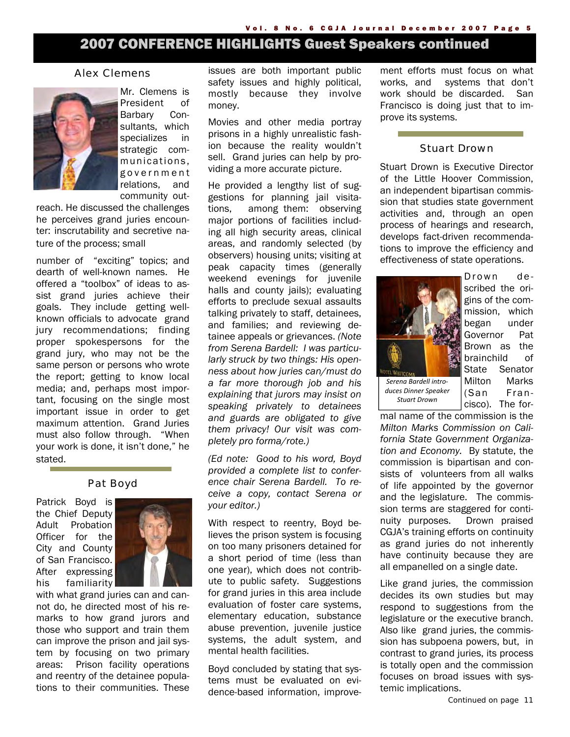# 2007 CONFERENCE HIGHLIGHTS Guest Speakers continued

## Alex Clemens

Mr. Clemens is President of Barbary Consultants, which specializes in strategic communications, government relations, and community outreach. He discussed the challenges he perceives grand juries encounter: inscrutability and secretive nature of the process; small number of "exciting" topics; and dearth of well-known names. He offered a "toolbox" of ideas to assist grand juries achieve their goals. They include getting well-known officials to advocate grand jury recommendations; finding proper spokespersons for the grand jury, who may not be the same person or persons who wrote the report; getting to know local media; and, perhaps most important, focusing on the single most important issue in order to get maximum attention. Grand Juries must also follow through. "When your work is done, it isn't done," he stated.

## Pat Boyd

Patrick Boyd is the Chief Deputy Adult Probation Officer for the City and County of San Francisco. After expressing his familiarity with what grand juries can and cannot do, he directed most of his remarks to how grand jurors and those who support and train them can improve the prison and jail system by focusing on two primary areas: Prison facility operations and reentry of the detainee populations to their communities. These issues are both important public safety issues and highly political, mostly because they involve money.

Movies and other media portray prisons in a highly unrealistic fashion because the reality wouldn't sell. Grand juries can help by providing a more accurate picture.

He provided a lengthy list of suggestions for planning jail visitations, among them: observing major portions of facilities including all high security areas, clinical areas, and randomly selected (by observers) housing units; visiting at peak capacity times (generally weekend evenings for juvenile halls and county jails); evaluating efforts to preclude sexual assaults talking privately to staff, detainees, and families; and reviewing detainee appeals or grievances. *(Note from Serena Bardell: I was particularly struck by two things: His openness about how juries can/must do a far more thorough job and his explaining that jurors may insist on speaking privately to detainees and guards are obligated to give them privacy! Our visit was completely pro forma/rote.)*

*(Ed note: Good to his word, Boyd provided a complete list to conference chair Serena Bardell. To receive a copy, contact Serena or your editor.)*

With respect to reentry, Boyd believes the prison system is focusing on too many prisoners detained for a short period of time (less than one year), which does not contribute to public safety. Suggestions for grand juries in this area include evaluation of foster care systems, elementary education, substance abuse prevention, juvenile justice systems, the adult system, and mental health facilities.

Boyd concluded by stating that systems must be evaluated on evidence-based information, improvement efforts must focus on what works, and systems that don't work should be discarded. San Francisco is doing just that to improve its systems.

## Stuart Drown

Stuart Drown is Executive Director of the Little Hoover Commission, an independent bipartisan commission that studies state government activities and, through an open process of hearings and research, develops fact-driven recommendations to improve the efficiency and effectiveness of state operations.

*Serena Bardell introduces Dinner Speaker Stuart Drown*

Drown described the origins of the commission, which began under Governor Pat Brown as the brainchild of State Senator Milton Marks (San Francisco). The formal name of the commission is the *Milton Marks Commission on California State Government Organization and Economy.* By statute, the commission is bipartisan and consists of volunteers from all walks of life appointed by the governor and the legislature. The commission terms are staggered for continuity purposes. Drown praised CGJA's training efforts on continuity as grand juries do not inherently have continuity because they are all empanelled on a single date.

Like grand juries, the commission decides its own studies but may respond to suggestions from the legislature or the executive branch. Also like grand juries, the commission has subpoena powers, but, in contrast to grand juries, its process is totally open and the commission focuses on broad issues with systemic implications.

Continued on page 11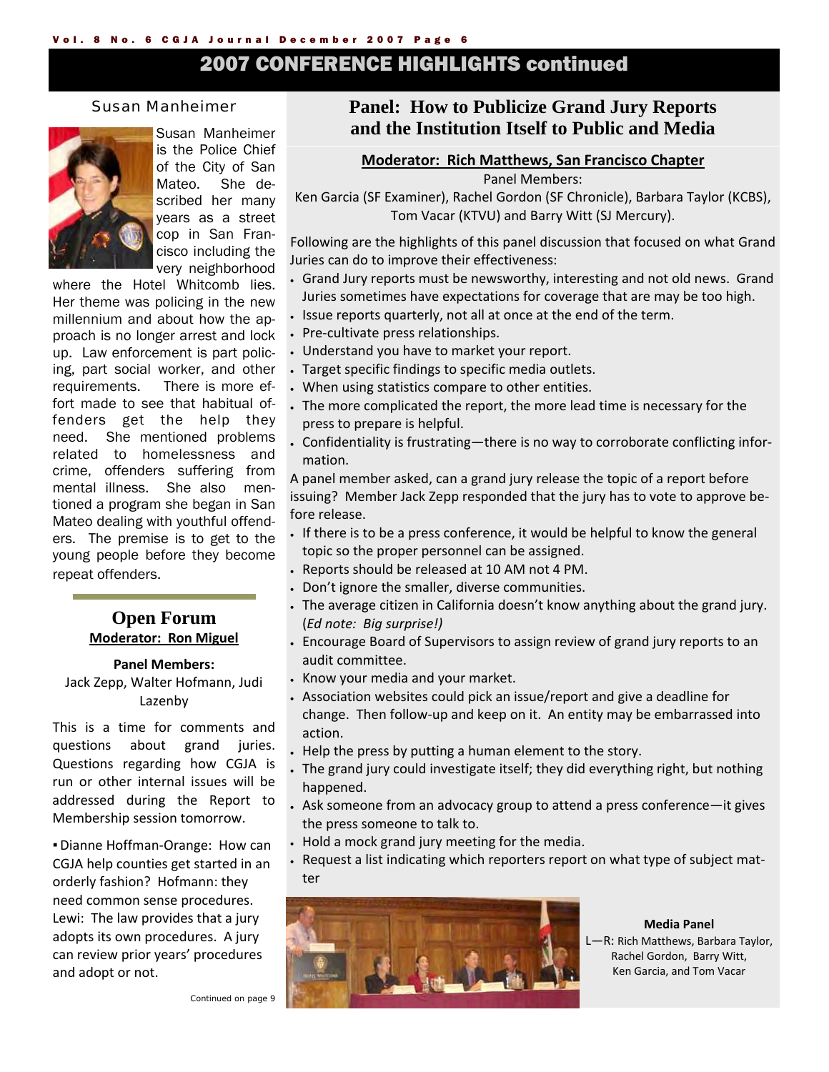# 2007 CONFERENCE HIGHLIGHTS continued

## Susan Manheimer

Susan Manheimer is the Police Chief of the City of San Mateo. She described her many years as a street cop in San Francisco including the very neighborhood where the Hotel Whitcomb lies. Her theme was policing in the new millennium and about how the approach is no longer arrest and lock up. Law enforcement is part policing, part social worker, and other requirements. There is more effort made to see that habitual offenders get the help they need. She mentioned problems related to homelessness and crime, offenders suffering from mental illness. She also mentioned a program she began in San Mateo dealing with youthful offenders. The premise is to get to the young people before they become repeat offenders.

## Open Forum

**Moderator: Ron Miguel**

**Panel Members:**
Jack Zepp, Walter Hofmann, Judi Lazenby

This is a time for comments and questions about grand juries. Questions regarding how CGJA is run or other internal issues will be addressed during the Report to Membership session tomorrow.

▪ Dianne Hoffman-Orange: How can CGJA help counties get started in an orderly fashion? Hofmann: they need common sense procedures. Lewi: The law provides that a jury adopts its own procedures. A jury can review prior years' procedures and adopt or not.

Continued on page 9

## Panel: How to Publicize Grand Jury Reports and the Institution Itself to Public and Media

**Moderator: Rich Matthews, San Francisco Chapter**

Panel Members:
Ken Garcia (SF Examiner), Rachel Gordon (SF Chronicle), Barbara Taylor (KCBS), Tom Vacar (KTVU) and Barry Witt (SJ Mercury).

Following are the highlights of this panel discussion that focused on what Grand Juries can do to improve their effectiveness:

- Grand Jury reports must be newsworthy, interesting and not old news. Grand Juries sometimes have expectations for coverage that are may be too high.
- Issue reports quarterly, not all at once at the end of the term.
- Pre-cultivate press relationships.
- Understand you have to market your report.
- Target specific findings to specific media outlets.
- When using statistics compare to other entities.
- The more complicated the report, the more lead time is necessary for the press to prepare is helpful.
- Confidentiality is frustrating—there is no way to corroborate conflicting information.

A panel member asked, can a grand jury release the topic of a report before issuing? Member Jack Zepp responded that the jury has to vote to approve before release.

- If there is to be a press conference, it would be helpful to know the general topic so the proper personnel can be assigned.
- Reports should be released at 10 AM not 4 PM.
- Don't ignore the smaller, diverse communities.
- The average citizen in California doesn't know anything about the grand jury. (*Ed note: Big surprise!)*
- Encourage Board of Supervisors to assign review of grand jury reports to an audit committee.
- Know your media and your market.
- Association websites could pick an issue/report and give a deadline for change. Then follow-up and keep on it. An entity may be embarrassed into action.
- Help the press by putting a human element to the story.
- The grand jury could investigate itself; they did everything right, but nothing happened.
- Ask someone from an advocacy group to attend a press conference—it gives the press someone to talk to.
- Hold a mock grand jury meeting for the media.
- Request a list indicating which reporters report on what type of subject matter

**Media Panel**
L—R: Rich Matthews, Barbara Taylor, Rachel Gordon, Barry Witt, Ken Garcia, and Tom Vacar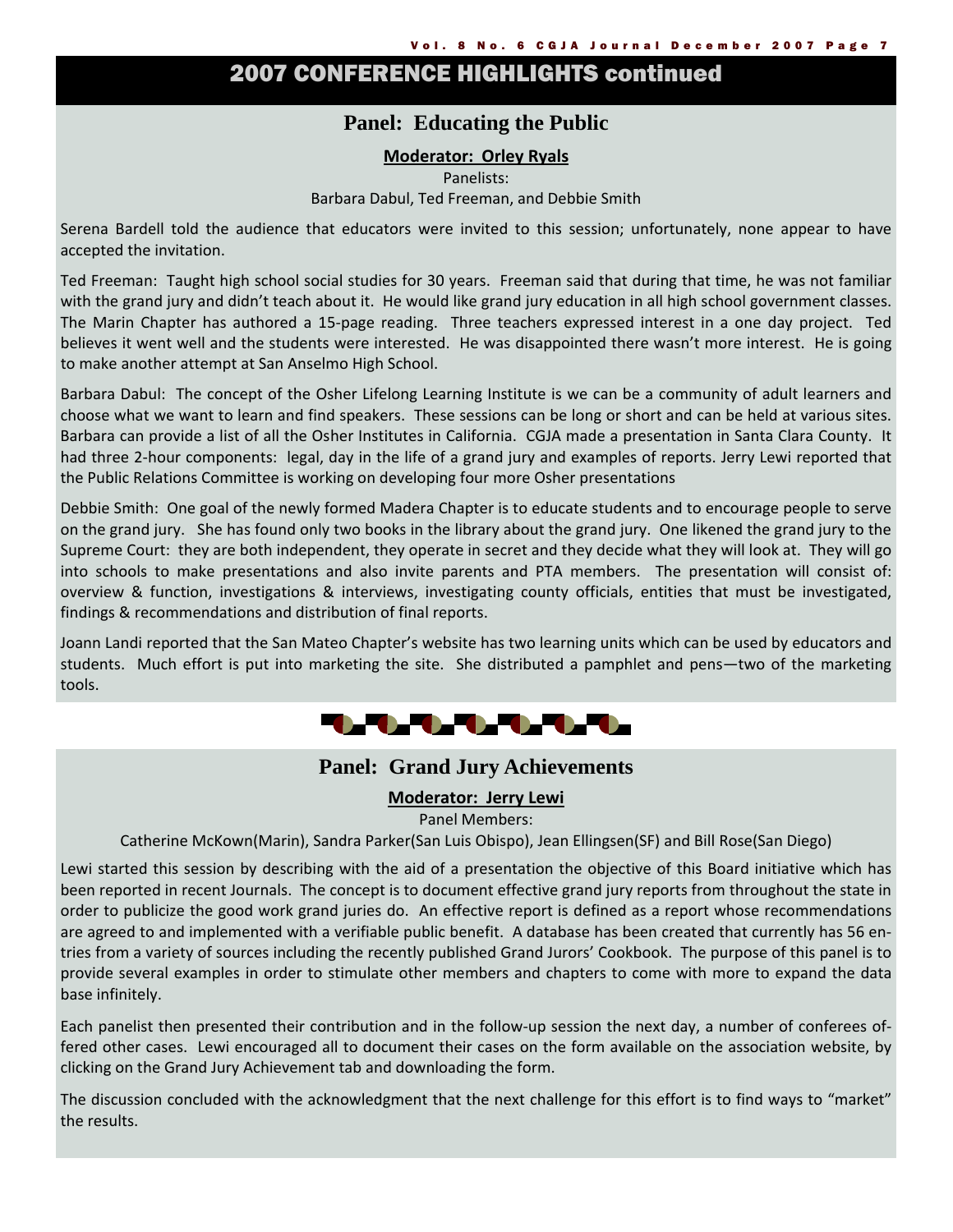# 2007 CONFERENCE HIGHLIGHTS continued

## Panel: Educating the Public

**Moderator: Orley Ryals**

Panelists:
Barbara Dabul, Ted Freeman, and Debbie Smith

Serena Bardell told the audience that educators were invited to this session; unfortunately, none appear to have accepted the invitation.

Ted Freeman: Taught high school social studies for 30 years. Freeman said that during that time, he was not familiar with the grand jury and didn't teach about it. He would like grand jury education in all high school government classes. The Marin Chapter has authored a 15-page reading. Three teachers expressed interest in a one day project. Ted believes it went well and the students were interested. He was disappointed there wasn't more interest. He is going to make another attempt at San Anselmo High School.

Barbara Dabul: The concept of the Osher Lifelong Learning Institute is we can be a community of adult learners and choose what we want to learn and find speakers. These sessions can be long or short and can be held at various sites. Barbara can provide a list of all the Osher Institutes in California. CGJA made a presentation in Santa Clara County. It had three 2-hour components: legal, day in the life of a grand jury and examples of reports. Jerry Lewi reported that the Public Relations Committee is working on developing four more Osher presentations

Debbie Smith: One goal of the newly formed Madera Chapter is to educate students and to encourage people to serve on the grand jury. She has found only two books in the library about the grand jury. One likened the grand jury to the Supreme Court: they are both independent, they operate in secret and they decide what they will look at. They will go into schools to make presentations and also invite parents and PTA members. The presentation will consist of: overview & function, investigations & interviews, investigating county officials, entities that must be investigated, findings & recommendations and distribution of final reports.

Joann Landi reported that the San Mateo Chapter's website has two learning units which can be used by educators and students. Much effort is put into marketing the site. She distributed a pamphlet and pens—two of the marketing tools.

## Panel: Grand Jury Achievements

**Moderator: Jerry Lewi**

Panel Members:
Catherine McKown(Marin), Sandra Parker(San Luis Obispo), Jean Ellingsen(SF) and Bill Rose(San Diego)

Lewi started this session by describing with the aid of a presentation the objective of this Board initiative which has been reported in recent Journals. The concept is to document effective grand jury reports from throughout the state in order to publicize the good work grand juries do. An effective report is defined as a report whose recommendations are agreed to and implemented with a verifiable public benefit. A database has been created that currently has 56 entries from a variety of sources including the recently published Grand Jurors' Cookbook. The purpose of this panel is to provide several examples in order to stimulate other members and chapters to come with more to expand the data base infinitely.

Each panelist then presented their contribution and in the follow-up session the next day, a number of conferees offered other cases. Lewi encouraged all to document their cases on the form available on the association website, by clicking on the Grand Jury Achievement tab and downloading the form.

The discussion concluded with the acknowledgment that the next challenge for this effort is to find ways to "market" the results.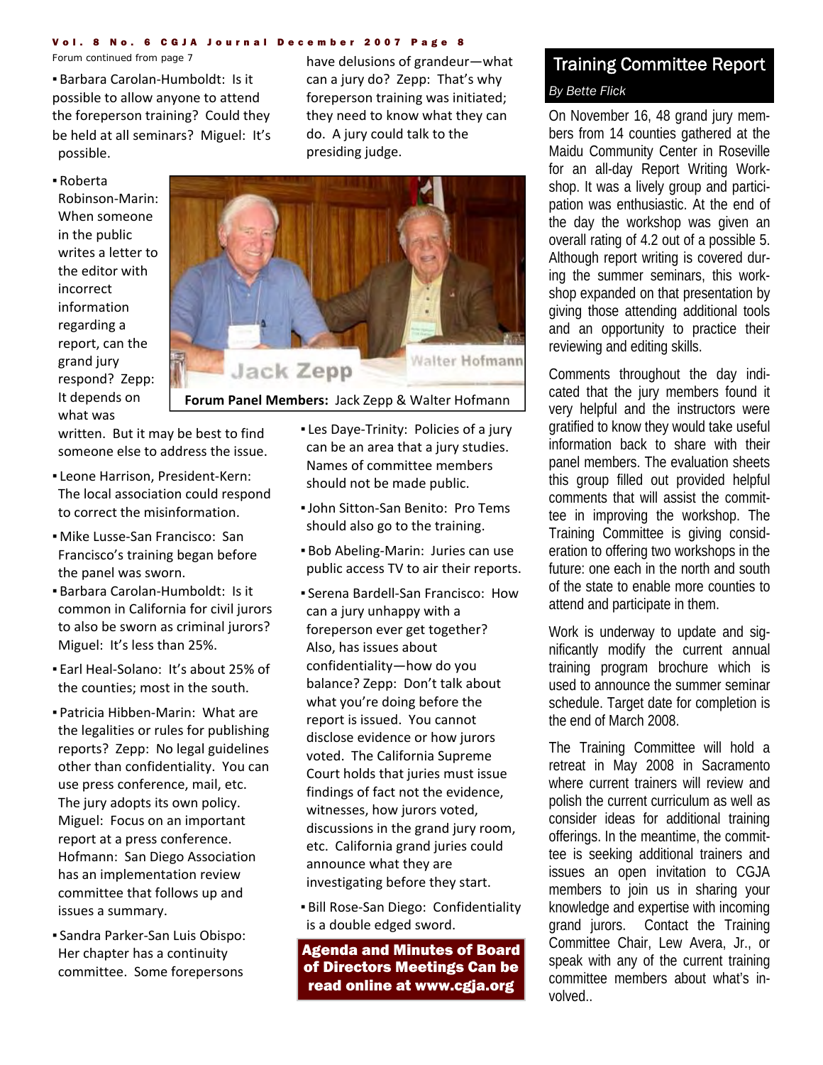Forum continued from page 7

- Barbara Carolan-Humboldt: Is it possible to allow anyone to attend the foreperson training? Could they be held at all seminars? Miguel: It's possible.
- Roberta Robinson-Marin: When someone in the public writes a letter to the editor with incorrect information regarding a report, can the grand jury respond? Zepp: It depends on what was written. But it may be best to find someone else to address the issue.
- Leone Harrison, President-Kern: The local association could respond to correct the misinformation.
- Mike Lusse-San Francisco: San Francisco's training began before the panel was sworn.
- Barbara Carolan-Humboldt: Is it common in California for civil jurors to also be sworn as criminal jurors? Miguel: It's less than 25%.
- Earl Heal-Solano: It's about 25% of the counties; most in the south.
- Patricia Hibben-Marin: What are the legalities or rules for publishing reports? Zepp: No legal guidelines other than confidentiality. You can use press conference, mail, etc. The jury adopts its own policy. Miguel: Focus on an important report at a press conference. Hofmann: San Diego Association has an implementation review committee that follows up and issues a summary.
- Sandra Parker-San Luis Obispo: Her chapter has a continuity committee. Some forepersons have delusions of grandeur—what can a jury do? Zepp: That's why foreperson training was initiated; they need to know what they can do. A jury could talk to the presiding judge.

**Forum Panel Members:** Jack Zepp & Walter Hofmann

- Les Daye-Trinity: Policies of a jury can be an area that a jury studies. Names of committee members should not be made public.
- John Sitton-San Benito: Pro Tems should also go to the training.
- Bob Abeling-Marin: Juries can use public access TV to air their reports.
- Serena Bardell-San Francisco: How can a jury unhappy with a foreperson ever get together? Also, has issues about confidentiality—how do you balance? Zepp: Don't talk about what you're doing before the report is issued. You cannot disclose evidence or how jurors voted. The California Supreme Court holds that juries must issue findings of fact not the evidence, witnesses, how jurors voted, discussions in the grand jury room, etc. California grand juries could announce what they are investigating before they start.
- Bill Rose-San Diego: Confidentiality is a double edged sword.

**Agenda and Minutes of Board of Directors Meetings Can be read online at www.cgja.org**

## Training Committee Report

*By Bette Flick*

On November 16, 48 grand jury members from 14 counties gathered at the Maidu Community Center in Roseville for an all-day Report Writing Workshop. It was a lively group and participation was enthusiastic. At the end of the day the workshop was given an overall rating of 4.2 out of a possible 5. Although report writing is covered during the summer seminars, this workshop expanded on that presentation by giving those attending additional tools and an opportunity to practice their reviewing and editing skills.

Comments throughout the day indicated that the jury members found it very helpful and the instructors were gratified to know they would take useful information back to share with their panel members. The evaluation sheets this group filled out provided helpful comments that will assist the committee in improving the workshop. The Training Committee is giving consideration to offering two workshops in the future: one each in the north and south of the state to enable more counties to attend and participate in them.

Work is underway to update and significantly modify the current annual training program brochure which is used to announce the summer seminar schedule. Target date for completion is the end of March 2008.

The Training Committee will hold a retreat in May 2008 in Sacramento where current trainers will review and polish the current curriculum as well as consider ideas for additional training offerings. In the meantime, the committee is seeking additional trainers and issues an open invitation to CGJA members to join us in sharing your knowledge and expertise with incoming grand jurors. Contact the Training Committee Chair, Lew Avera, Jr., or speak with any of the current training committee members about what's involved..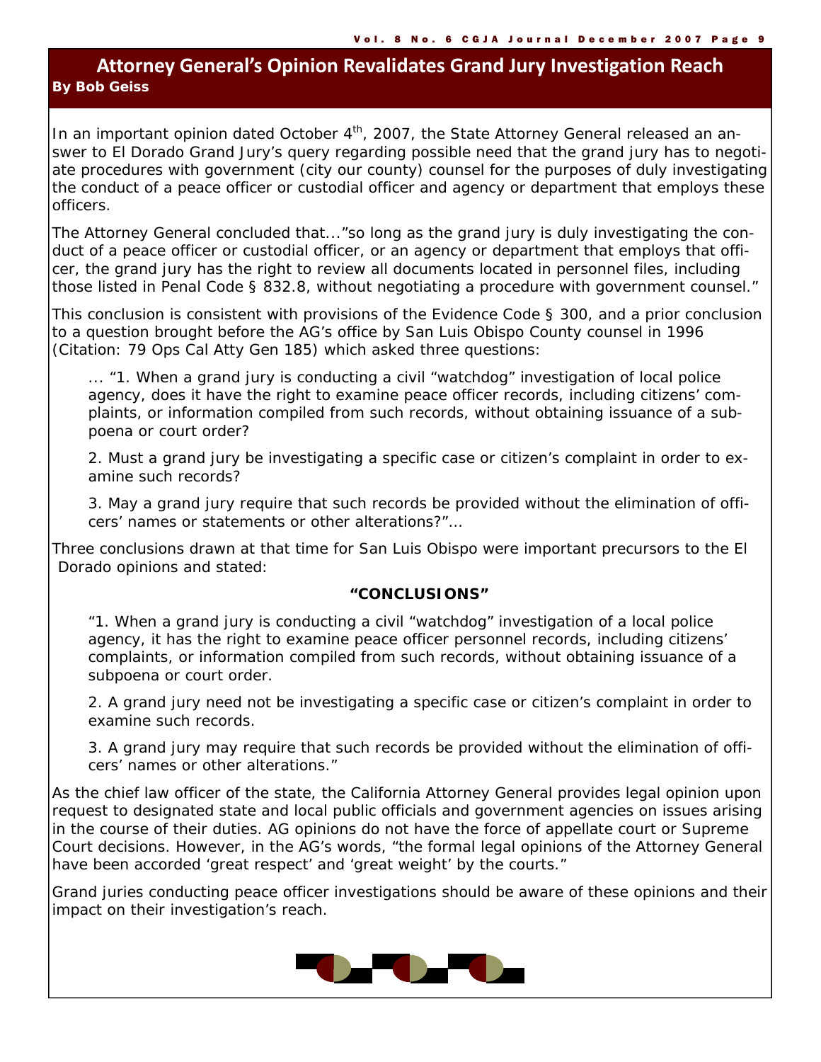## Attorney General's Opinion Revalidates Grand Jury Investigation Reach

**By Bob Geiss**

In an important opinion dated October 4th, 2007, the State Attorney General released an answer to El Dorado Grand Jury's query regarding possible need that the grand jury has to negotiate procedures with government (city our county) counsel for the purposes of duly investigating the conduct of a peace officer or custodial officer and agency or department that employs these officers.

The Attorney General concluded that..."so long as the grand jury is duly investigating the conduct of a peace officer or custodial officer, or an agency or department that employs that officer, the grand jury has the right to review all documents located in personnel files, including those listed in Penal Code § 832.8, without negotiating a procedure with government counsel."

This conclusion is consistent with provisions of the Evidence Code § 300, and a prior conclusion to a question brought before the AG's office by San Luis Obispo County counsel in 1996 (Citation: 79 Ops Cal Atty Gen 185) which asked three questions:

> ... "1. When a grand jury is conducting a civil "watchdog" investigation of local police agency, does it have the right to examine peace officer records, including citizens' complaints, or information compiled from such records, without obtaining issuance of a subpoena or court order?
>
> 2. Must a grand jury be investigating a specific case or citizen's complaint in order to examine such records?
>
> 3. May a grand jury require that such records be provided without the elimination of officers' names or statements or other alterations?"...

Three conclusions drawn at that time for San Luis Obispo were important precursors to the El Dorado opinions and stated:

**"CONCLUSIONS"**

> "1. When a grand jury is conducting a civil "watchdog" investigation of a local police agency, it has the right to examine peace officer personnel records, including citizens' complaints, or information compiled from such records, without obtaining issuance of a subpoena or court order.
>
> 2. A grand jury need not be investigating a specific case or citizen's complaint in order to examine such records.
>
> 3. A grand jury may require that such records be provided without the elimination of officers' names or other alterations."

As the chief law officer of the state, the California Attorney General provides legal opinion upon request to designated state and local public officials and government agencies on issues arising in the course of their duties. AG opinions do not have the force of appellate court or Supreme Court decisions. However, in the AG's words, "the formal legal opinions of the Attorney General have been accorded 'great respect' and 'great weight' by the courts."

Grand juries conducting peace officer investigations should be aware of these opinions and their impact on their investigation's reach.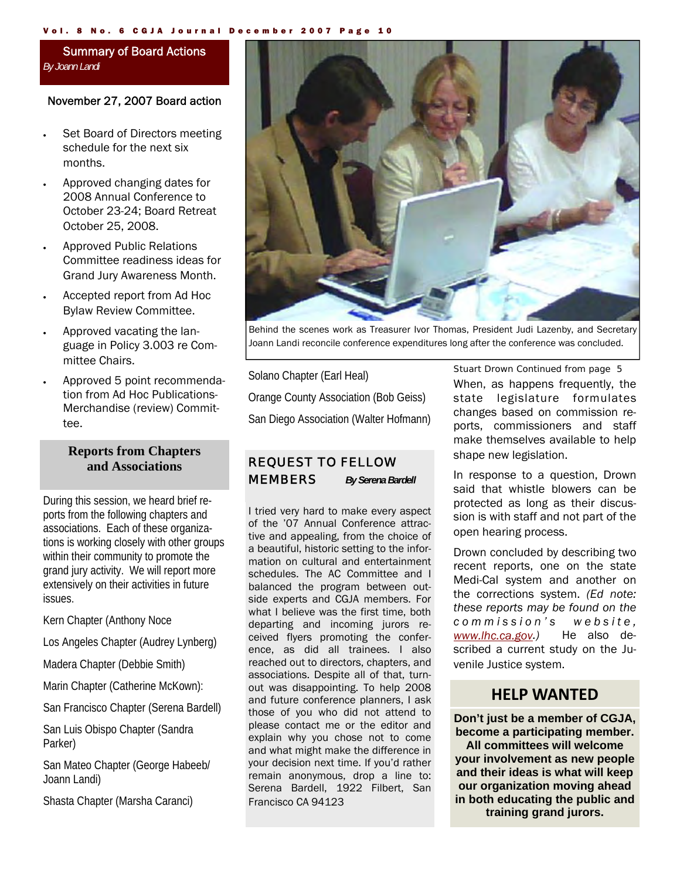## Summary of Board Actions

*By Joann Landi*

### November 27, 2007 Board action

- Set Board of Directors meeting schedule for the next six months.
- Approved changing dates for 2008 Annual Conference to October 23-24; Board Retreat October 25, 2008.
- Approved Public Relations Committee readiness ideas for Grand Jury Awareness Month.
- Accepted report from Ad Hoc Bylaw Review Committee.
- Approved vacating the language in Policy 3.003 re Committee Chairs.
- Approved 5 point recommendation from Ad Hoc Publications-Merchandise (review) Committee.

### Reports from Chapters and Associations

During this session, we heard brief reports from the following chapters and associations. Each of these organizations is working closely with other groups within their community to promote the grand jury activity. We will report more extensively on their activities in future issues.

Kern Chapter (Anthony Noce

Los Angeles Chapter (Audrey Lynberg)

Madera Chapter (Debbie Smith)

Marin Chapter (Catherine McKown):

San Francisco Chapter (Serena Bardell)

San Luis Obispo Chapter (Sandra Parker)

San Mateo Chapter (George Habeeb/ Joann Landi)

Shasta Chapter (Marsha Caranci)

Solano Chapter (Earl Heal)

Orange County Association (Bob Geiss)

San Diego Association (Walter Hofmann)

Behind the scenes work as Treasurer Ivor Thomas, President Judi Lazenby, and Secretary Joann Landi reconcile conference expenditures long after the conference was concluded.

## REQUEST TO FELLOW MEMBERS

*By Serena Bardell*

I tried very hard to make every aspect of the '07 Annual Conference attractive and appealing, from the choice of a beautiful, historic setting to the information on cultural and entertainment schedules. The AC Committee and I balanced the program between outside experts and CGJA members. For what I believe was the first time, both departing and incoming jurors received flyers promoting the conference, as did all trainees. I also reached out to directors, chapters, and associations. Despite all of that, turnout was disappointing. To help 2008 and future conference planners, I ask those of you who did not attend to please contact me or the editor and explain why you chose not to come and what might make the difference in your decision next time. If you'd rather remain anonymous, drop a line to: Serena Bardell, 1922 Filbert, San Francisco CA 94123

Stuart Drown Continued from page 5

When, as happens frequently, the state legislature formulates changes based on commission reports, commissioners and staff make themselves available to help shape new legislation.

In response to a question, Drown said that whistle blowers can be protected as long as their discussion is with staff and not part of the open hearing process.

Drown concluded by describing two recent reports, one on the state Medi-Cal system and another on the corrections system. *(Ed note: these reports may be found on the commission's website, www.lhc.ca.gov.)* He also described a current study on the Juvenile Justice system.

## HELP WANTED

**Don't just be a member of CGJA, become a participating member. All committees will welcome your involvement as new people and their ideas is what will keep our organization moving ahead in both educating the public and training grand jurors.**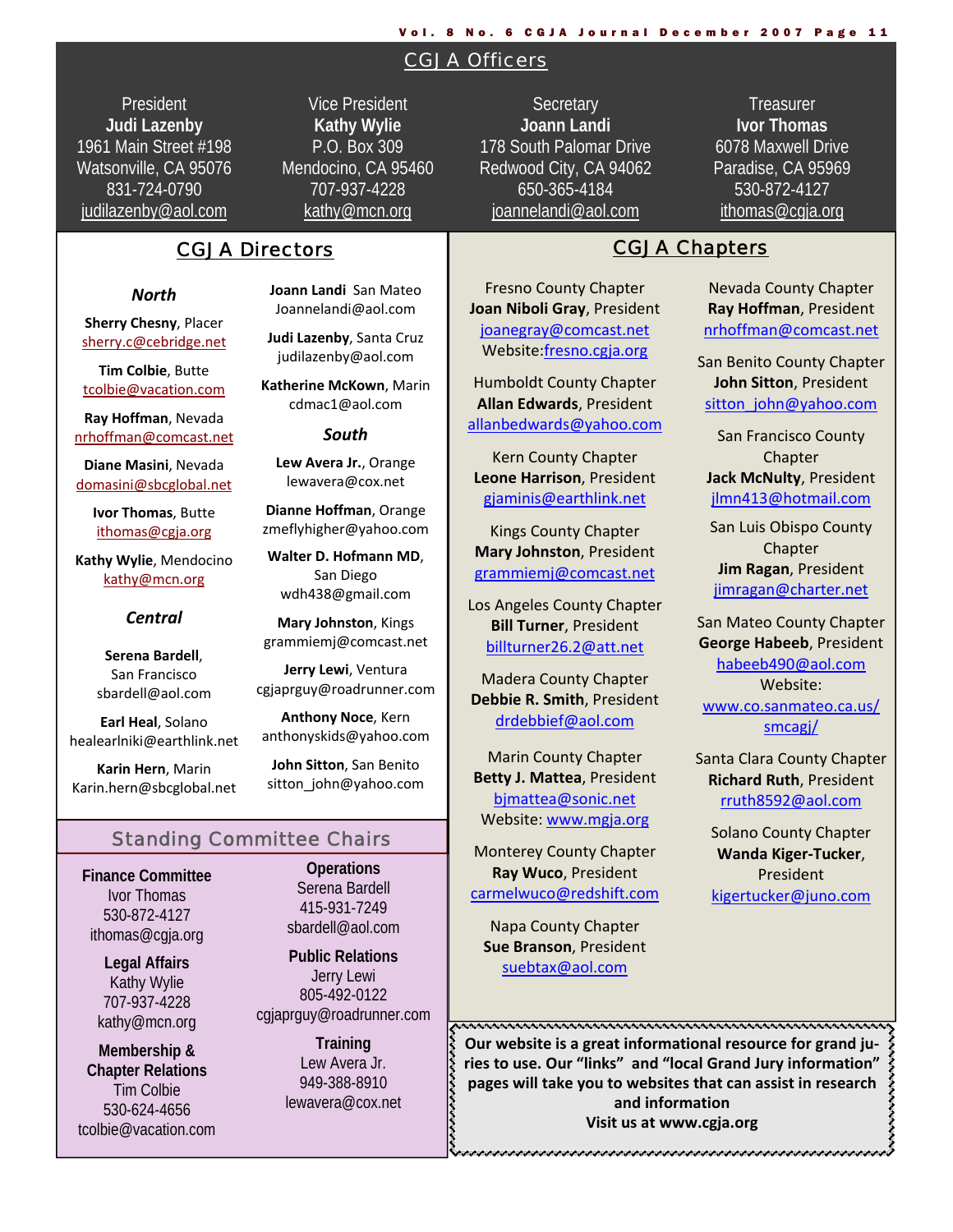## CGJA Officers

**President**
**Judi Lazenby**
1961 Main Street #198
Watsonville, CA 95076
831-724-0790
judilazenby@aol.com

**Vice President**
**Kathy Wylie**
P.O. Box 309
Mendocino, CA 95460
707-937-4228
kathy@mcn.org

**Secretary**
**Joann Landi**
178 South Palomar Drive
Redwood City, CA 94062
650-365-4184
joannelandi@aol.com

**Treasurer**
**Ivor Thomas**
6078 Maxwell Drive
Paradise, CA 95969
530-872-4127
ithomas@cgja.org

## CGJA Directors

### *North*

**Sherry Chesny**, Placer
sherry.c@cebridge.net

**Tim Colbie**, Butte
tcolbie@vacation.com

**Ray Hoffman**, Nevada
nrhoffman@comcast.net

**Diane Masini**, Nevada
domasini@sbcglobal.net

**Ivor Thomas**, Butte
ithomas@cgja.org

**Kathy Wylie**, Mendocino
kathy@mcn.org

### *Central*

**Serena Bardell**, San Francisco
sbardell@aol.com

**Earl Heal**, Solano
healearlniki@earthlink.net

**Karin Hern**, Marin
Karin.hern@sbcglobal.net

**Joann Landi** San Mateo
Joannelandi@aol.com

**Judi Lazenby**, Santa Cruz
judilazenby@aol.com

**Katherine McKown**, Marin
cdmac1@aol.com

### *South*

**Lew Avera Jr.**, Orange
lewavera@cox.net

**Dianne Hoffman**, Orange
zmeflyhigher@yahoo.com

**Walter D. Hofmann MD**, San Diego
wdh438@gmail.com

**Mary Johnston**, Kings
grammiemj@comcast.net

**Jerry Lewi**, Ventura
cgjaprguy@roadrunner.com

**Anthony Noce**, Kern
anthonyskids@yahoo.com

**John Sitton**, San Benito
sitton_john@yahoo.com

## Standing Committee Chairs

**Finance Committee**
Ivor Thomas
530-872-4127
ithomas@cgja.org

**Legal Affairs**
Kathy Wylie
707-937-4228
kathy@mcn.org

**Membership & Chapter Relations**
Tim Colbie
530-624-4656
tcolbie@vacation.com

**Operations**
Serena Bardell
415-931-7249
sbardell@aol.com

**Public Relations**
Jerry Lewi
805-492-0122
cgjaprguy@roadrunner.com

**Training**
Lew Avera Jr.
949-388-8910
lewavera@cox.net

## CGJA Chapters

Fresno County Chapter
**Joan Niboli Gray**, President
joanegray@comcast.net
Website: fresno.cgja.org

Humboldt County Chapter
**Allan Edwards**, President
allanbedwards@yahoo.com

Kern County Chapter
**Leone Harrison**, President
gjaminis@earthlink.net

Kings County Chapter
**Mary Johnston**, President
grammiemj@comcast.net

Los Angeles County Chapter
**Bill Turner**, President
billturner26.2@att.net

Madera County Chapter
**Debbie R. Smith**, President
drdebbief@aol.com

Marin County Chapter
**Betty J. Mattea**, President
bjmattea@sonic.net
Website: www.mgja.org

Monterey County Chapter
**Ray Wuco**, President
carmelwuco@redshift.com

Napa County Chapter
**Sue Branson**, President
suebtax@aol.com

Nevada County Chapter
**Ray Hoffman**, President
nrhoffman@comcast.net

San Benito County Chapter
**John Sitton**, President
sitton_john@yahoo.com

San Francisco County Chapter
**Jack McNulty**, President
jlmn413@hotmail.com

San Luis Obispo County Chapter
**Jim Ragan**, President
jimragan@charter.net

San Mateo County Chapter
**George Habeeb**, President
habeeb490@aol.com
Website:
www.co.sanmateo.ca.us/smcagj/

Santa Clara County Chapter
**Richard Ruth**, President
rruth8592@aol.com

Solano County Chapter
**Wanda Kiger-Tucker**, President
kigertucker@juno.com

**Our website is a great informational resource for grand juries to use. Our "links" and "local Grand Jury information" pages will take you to websites that can assist in research and information**
**Visit us at www.cgja.org**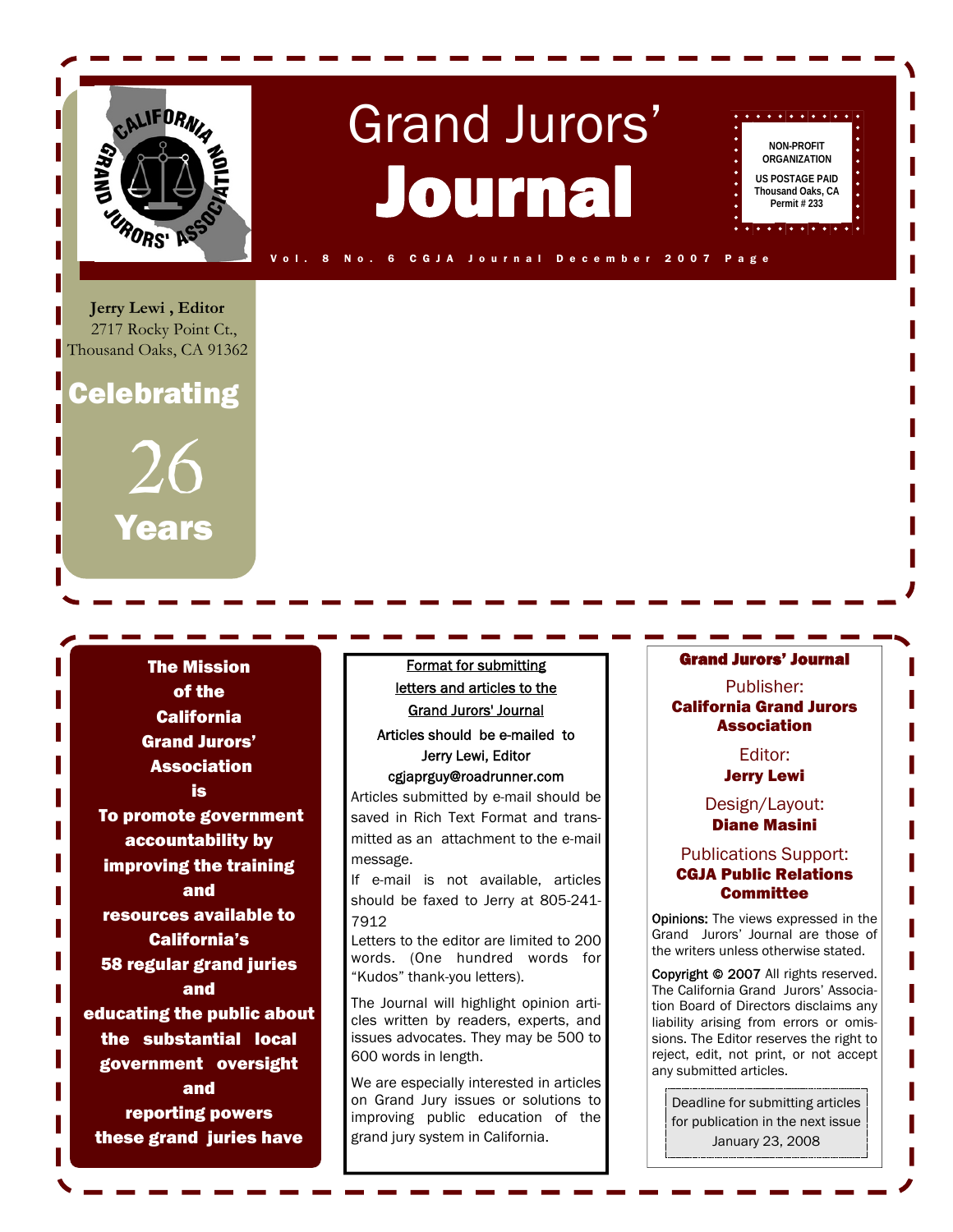# Grand Jurors' Journal

NON-PROFIT ORGANIZATION

US POSTAGE PAID
Thousand Oaks, CA
Permit # 233

**Jerry Lewi , Editor**
2717 Rocky Point Ct.,
Thousand Oaks, CA 91362

**Celebrating 26 Years**

**The Mission of the California Grand Jurors' Association is To promote government accountability by improving the training and resources available to California's 58 regular grand juries and educating the public about the substantial local government oversight and reporting powers these grand juries have**

Format for submitting letters and articles to the Grand Jurors' Journal

Articles should be e-mailed to Jerry Lewi, Editor
cgjaprguy@roadrunner.com

Articles submitted by e-mail should be saved in Rich Text Format and transmitted as an attachment to the e-mail message.

If e-mail is not available, articles should be faxed to Jerry at 805-241-7912

Letters to the editor are limited to 200 words. (One hundred words for "Kudos" thank-you letters).

The Journal will highlight opinion articles written by readers, experts, and issues advocates. They may be 500 to 600 words in length.

We are especially interested in articles on Grand Jury issues or solutions to improving public education of the grand jury system in California.

**Grand Jurors' Journal**

Publisher:
**California Grand Jurors Association**

Editor:
**Jerry Lewi**

Design/Layout:
**Diane Masini**

Publications Support:
**CGJA Public Relations Committee**

**Opinions:** The views expressed in the Grand Jurors' Journal are those of the writers unless otherwise stated.

**Copyright © 2007** All rights reserved. The California Grand Jurors' Association Board of Directors disclaims any liability arising from errors or omissions. The Editor reserves the right to reject, edit, not print, or not accept any submitted articles.

Deadline for submitting articles for publication in the next issue
January 23, 2008